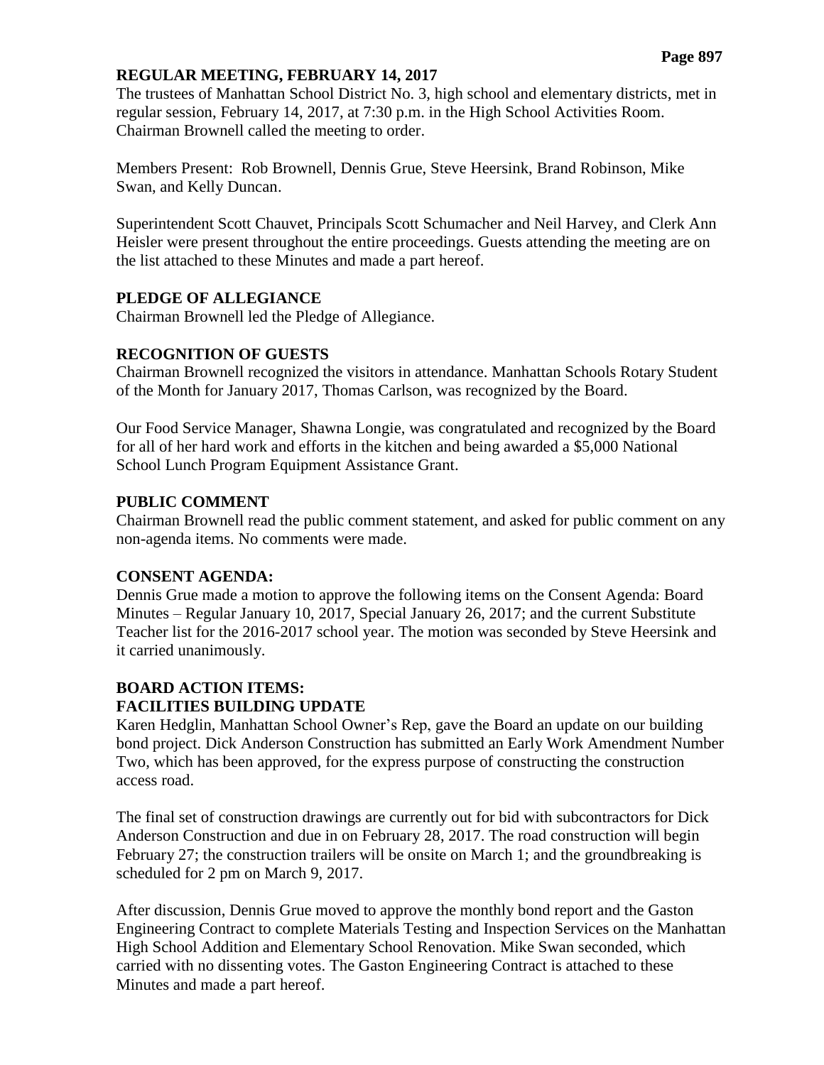## REGULAR MEETING, FEBRUARY 14, 2017

The trustees of Manhattan School District No. 3, high school and elementary districts, met in regular session, February 14, 2017, at 7:30 p.m. in the High School Activities Room. Chairman Brownell called the meeting to order.

Members Present: Rob Brownell, Dennis Grue, Steve Heersink, Brand Robinson, Mike Swan, and Kelly Duncan.

Superintendent Scott Chauvet, Principals Scott Schumacher and Neil Harvey, and Clerk Ann Heisler were present throughout the entire proceedings. Guests attending the meeting are on the list attached to these Minutes and made a part hereof.

### PLEDGE OF ALLEGIANCE

Chairman Brownell led the Pledge of Allegiance.

### RECOGNITION OF GUESTS

Chairman Brownell recognized the visitors in attendance. Manhattan Schools Rotary Student of the Month for January 2017, Thomas Carlson, was recognized by the Board.

Our Food Service Manager, Shawna Longie, was congratulated and recognized by the Board for all of her hard work and efforts in the kitchen and being awarded a $5,000 National School Lunch Program Equipment Assistance Grant.

### PUBLIC COMMENT

Chairman Brownell read the public comment statement, and asked for public comment on any non-agenda items. No comments were made.

### CONSENT AGENDA:

Dennis Grue made a motion to approve the following items on the Consent Agenda: Board Minutes – Regular January 10, 2017, Special January 26, 2017; and the current Substitute Teacher list for the 2016-2017 school year. The motion was seconded by Steve Heersink and it carried unanimously.

### BOARD ACTION ITEMS:

### FACILITIES BUILDING UPDATE

Karen Hedglin, Manhattan School Owner's Rep, gave the Board an update on our building bond project. Dick Anderson Construction has submitted an Early Work Amendment Number Two, which has been approved, for the express purpose of constructing the construction access road.

The final set of construction drawings are currently out for bid with subcontractors for Dick Anderson Construction and due in on February 28, 2017. The road construction will begin February 27; the construction trailers will be onsite on March 1; and the groundbreaking is scheduled for 2 pm on March 9, 2017.

After discussion, Dennis Grue moved to approve the monthly bond report and the Gaston Engineering Contract to complete Materials Testing and Inspection Services on the Manhattan High School Addition and Elementary School Renovation. Mike Swan seconded, which carried with no dissenting votes. The Gaston Engineering Contract is attached to these Minutes and made a part hereof.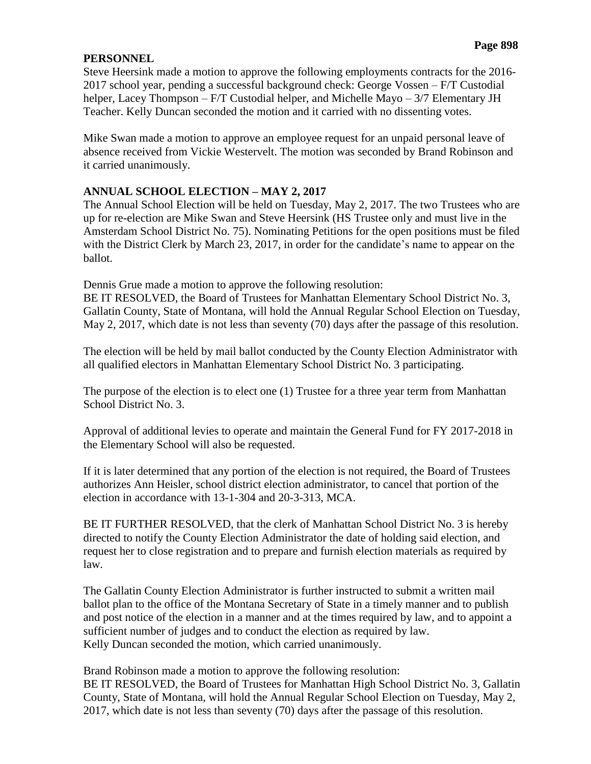## PERSONNEL

Steve Heersink made a motion to approve the following employments contracts for the 2016-2017 school year, pending a successful background check: George Vossen – F/T Custodial helper, Lacey Thompson – F/T Custodial helper, and Michelle Mayo – 3/7 Elementary JH Teacher. Kelly Duncan seconded the motion and it carried with no dissenting votes.

Mike Swan made a motion to approve an employee request for an unpaid personal leave of absence received from Vickie Westervelt. The motion was seconded by Brand Robinson and it carried unanimously.

## ANNUAL SCHOOL ELECTION – MAY 2, 2017

The Annual School Election will be held on Tuesday, May 2, 2017. The two Trustees who are up for re-election are Mike Swan and Steve Heersink (HS Trustee only and must live in the Amsterdam School District No. 75). Nominating Petitions for the open positions must be filed with the District Clerk by March 23, 2017, in order for the candidate's name to appear on the ballot.

Dennis Grue made a motion to approve the following resolution:
BE IT RESOLVED, the Board of Trustees for Manhattan Elementary School District No. 3, Gallatin County, State of Montana, will hold the Annual Regular School Election on Tuesday, May 2, 2017, which date is not less than seventy (70) days after the passage of this resolution.

The election will be held by mail ballot conducted by the County Election Administrator with all qualified electors in Manhattan Elementary School District No. 3 participating.

The purpose of the election is to elect one (1) Trustee for a three year term from Manhattan School District No. 3.

Approval of additional levies to operate and maintain the General Fund for FY 2017-2018 in the Elementary School will also be requested.

If it is later determined that any portion of the election is not required, the Board of Trustees authorizes Ann Heisler, school district election administrator, to cancel that portion of the election in accordance with 13-1-304 and 20-3-313, MCA.

BE IT FURTHER RESOLVED, that the clerk of Manhattan School District No. 3 is hereby directed to notify the County Election Administrator the date of holding said election, and request her to close registration and to prepare and furnish election materials as required by law.

The Gallatin County Election Administrator is further instructed to submit a written mail ballot plan to the office of the Montana Secretary of State in a timely manner and to publish and post notice of the election in a manner and at the times required by law, and to appoint a sufficient number of judges and to conduct the election as required by law.
Kelly Duncan seconded the motion, which carried unanimously.

Brand Robinson made a motion to approve the following resolution:
BE IT RESOLVED, the Board of Trustees for Manhattan High School District No. 3, Gallatin County, State of Montana, will hold the Annual Regular School Election on Tuesday, May 2, 2017, which date is not less than seventy (70) days after the passage of this resolution.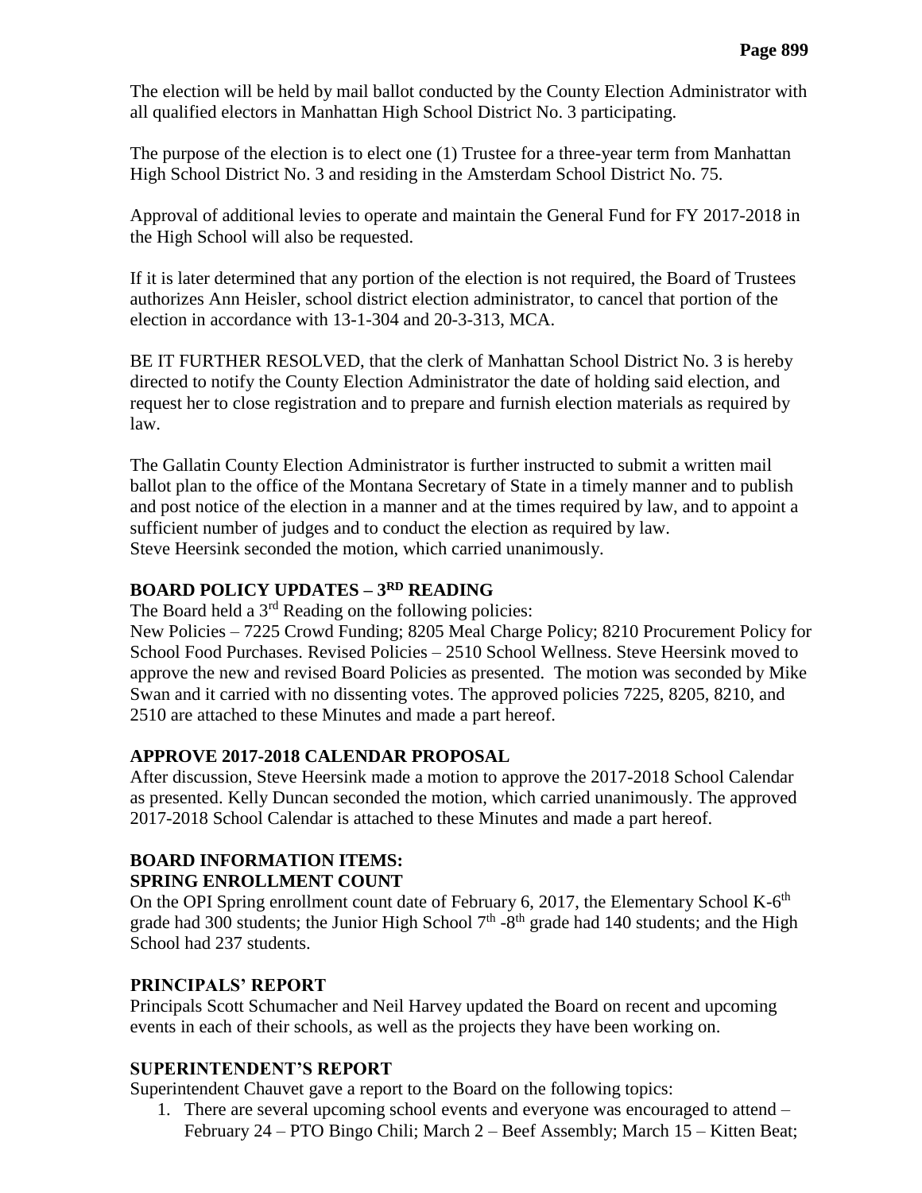The election will be held by mail ballot conducted by the County Election Administrator with all qualified electors in Manhattan High School District No. 3 participating.

The purpose of the election is to elect one (1) Trustee for a three-year term from Manhattan High School District No. 3 and residing in the Amsterdam School District No. 75.

Approval of additional levies to operate and maintain the General Fund for FY 2017-2018 in the High School will also be requested.

If it is later determined that any portion of the election is not required, the Board of Trustees authorizes Ann Heisler, school district election administrator, to cancel that portion of the election in accordance with 13-1-304 and 20-3-313, MCA.

BE IT FURTHER RESOLVED, that the clerk of Manhattan School District No. 3 is hereby directed to notify the County Election Administrator the date of holding said election, and request her to close registration and to prepare and furnish election materials as required by law.

The Gallatin County Election Administrator is further instructed to submit a written mail ballot plan to the office of the Montana Secretary of State in a timely manner and to publish and post notice of the election in a manner and at the times required by law, and to appoint a sufficient number of judges and to conduct the election as required by law.
Steve Heersink seconded the motion, which carried unanimously.

## BOARD POLICY UPDATES – 3RD READING

The Board held a 3rd Reading on the following policies:
New Policies – 7225 Crowd Funding; 8205 Meal Charge Policy; 8210 Procurement Policy for School Food Purchases. Revised Policies – 2510 School Wellness. Steve Heersink moved to approve the new and revised Board Policies as presented. The motion was seconded by Mike Swan and it carried with no dissenting votes. The approved policies 7225, 8205, 8210, and 2510 are attached to these Minutes and made a part hereof.

## APPROVE 2017-2018 CALENDAR PROPOSAL

After discussion, Steve Heersink made a motion to approve the 2017-2018 School Calendar as presented. Kelly Duncan seconded the motion, which carried unanimously. The approved 2017-2018 School Calendar is attached to these Minutes and made a part hereof.

## BOARD INFORMATION ITEMS:

## SPRING ENROLLMENT COUNT

On the OPI Spring enrollment count date of February 6, 2017, the Elementary School K-6th grade had 300 students; the Junior High School 7th -8th grade had 140 students; and the High School had 237 students.

## PRINCIPALS' REPORT

Principals Scott Schumacher and Neil Harvey updated the Board on recent and upcoming events in each of their schools, as well as the projects they have been working on.

## SUPERINTENDENT'S REPORT

Superintendent Chauvet gave a report to the Board on the following topics:

1. There are several upcoming school events and everyone was encouraged to attend – February 24 – PTO Bingo Chili; March 2 – Beef Assembly; March 15 – Kitten Beat;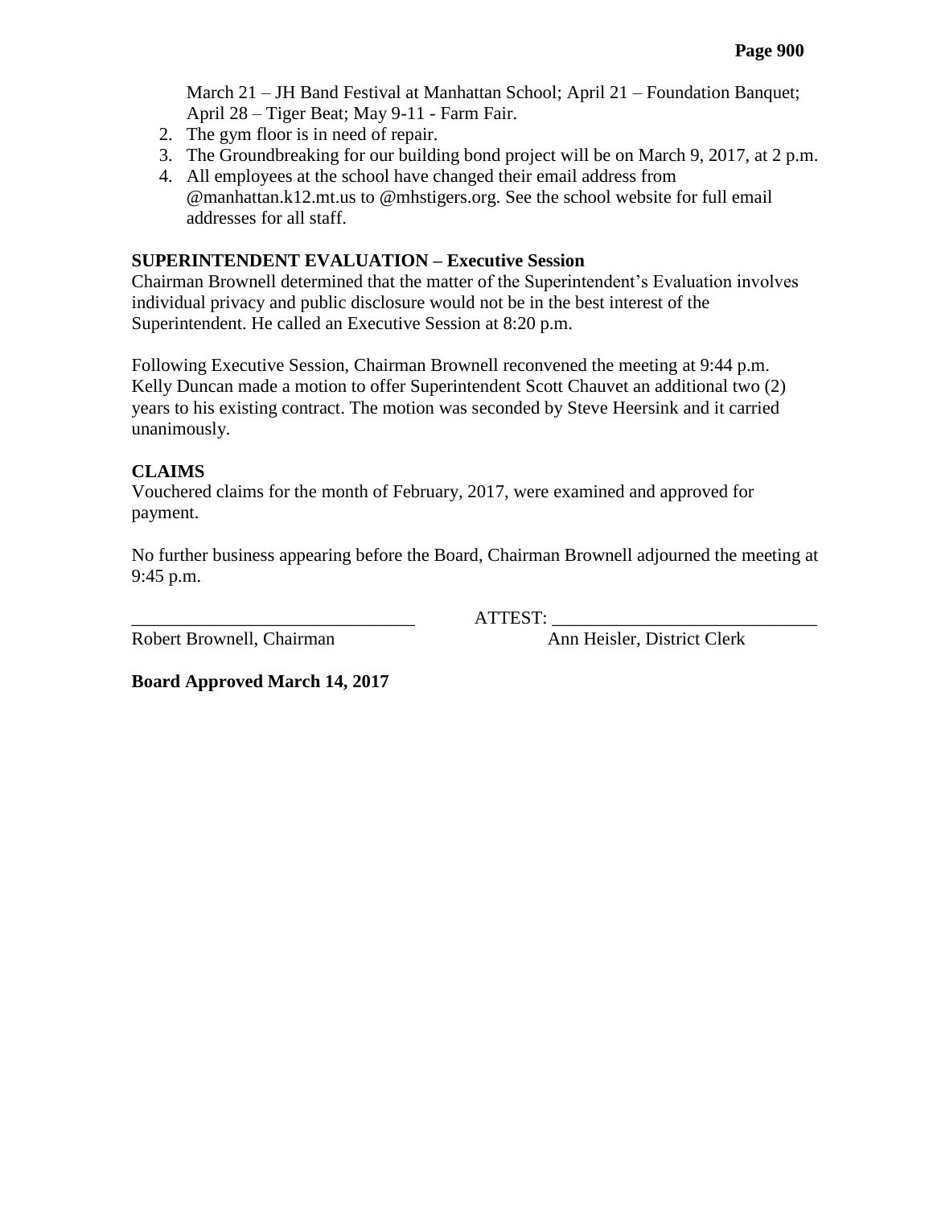March 21 – JH Band Festival at Manhattan School; April 21 – Foundation Banquet; April 28 – Tiger Beat; May 9-11 - Farm Fair.

2. The gym floor is in need of repair.
3. The Groundbreaking for our building bond project will be on March 9, 2017, at 2 p.m.
4. All employees at the school have changed their email address from @manhattan.k12.mt.us to @mhstigers.org. See the school website for full email addresses for all staff.

**SUPERINTENDENT EVALUATION – Executive Session**

Chairman Brownell determined that the matter of the Superintendent's Evaluation involves individual privacy and public disclosure would not be in the best interest of the Superintendent. He called an Executive Session at 8:20 p.m.

Following Executive Session, Chairman Brownell reconvened the meeting at 9:44 p.m. Kelly Duncan made a motion to offer Superintendent Scott Chauvet an additional two (2) years to his existing contract. The motion was seconded by Steve Heersink and it carried unanimously.

**CLAIMS**

Vouchered claims for the month of February, 2017, were examined and approved for payment.

No further business appearing before the Board, Chairman Brownell adjourned the meeting at 9:45 p.m.

_______________________________ ATTEST: _____________________________

Robert Brownell, Chairman Ann Heisler, District Clerk

**Board Approved March 14, 2017**